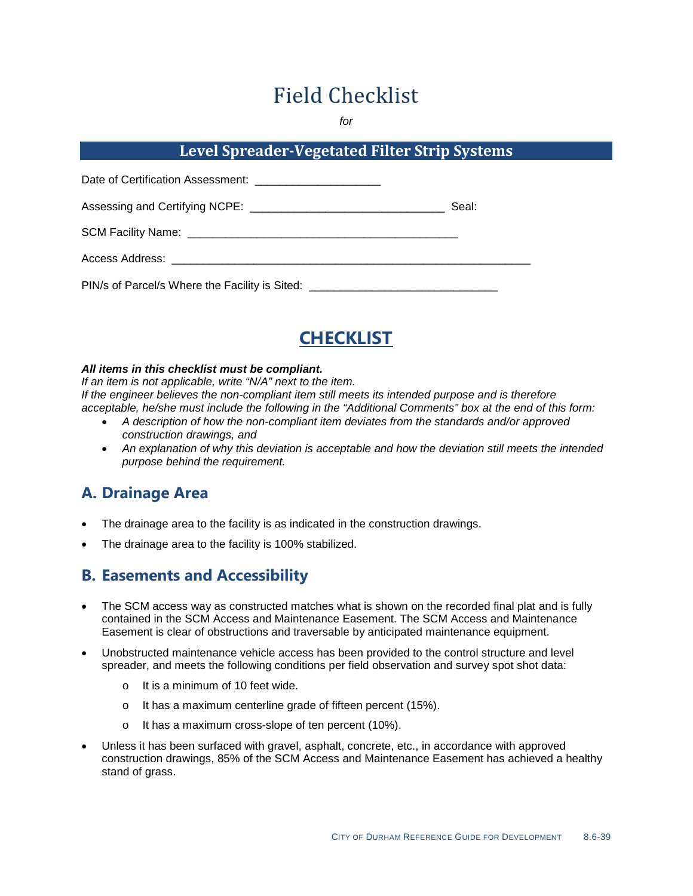# Field Checklist

*for*

## Level Spreader-Vegetated Filter Strip Systems

Date of Certification Assessment: ___________________

Assessing and Certifying NCPE: _____________________________ Seal:

SCM Facility Name: _________________________________________

Access Address: _______________________________________________________

PIN/s of Parcel/s Where the Facility is Sited: ____________________________

## CHECKLIST

***All items in this checklist must be compliant.***

*If an item is not applicable, write "N/A" next to the item.*

*If the engineer believes the non-compliant item still meets its intended purpose and is therefore acceptable, he/she must include the following in the "Additional Comments" box at the end of this form:*

- *A description of how the non-compliant item deviates from the standards and/or approved construction drawings, and*
- *An explanation of why this deviation is acceptable and how the deviation still meets the intended purpose behind the requirement.*

## A. Drainage Area

- The drainage area to the facility is as indicated in the construction drawings.
- The drainage area to the facility is 100% stabilized.

## B. Easements and Accessibility

- The SCM access way as constructed matches what is shown on the recorded final plat and is fully contained in the SCM Access and Maintenance Easement. The SCM Access and Maintenance Easement is clear of obstructions and traversable by anticipated maintenance equipment.
- Unobstructed maintenance vehicle access has been provided to the control structure and level spreader, and meets the following conditions per field observation and survey spot shot data:
    - It is a minimum of 10 feet wide.
    - It has a maximum centerline grade of fifteen percent (15%).
    - It has a maximum cross-slope of ten percent (10%).
- Unless it has been surfaced with gravel, asphalt, concrete, etc., in accordance with approved construction drawings, 85% of the SCM Access and Maintenance Easement has achieved a healthy stand of grass.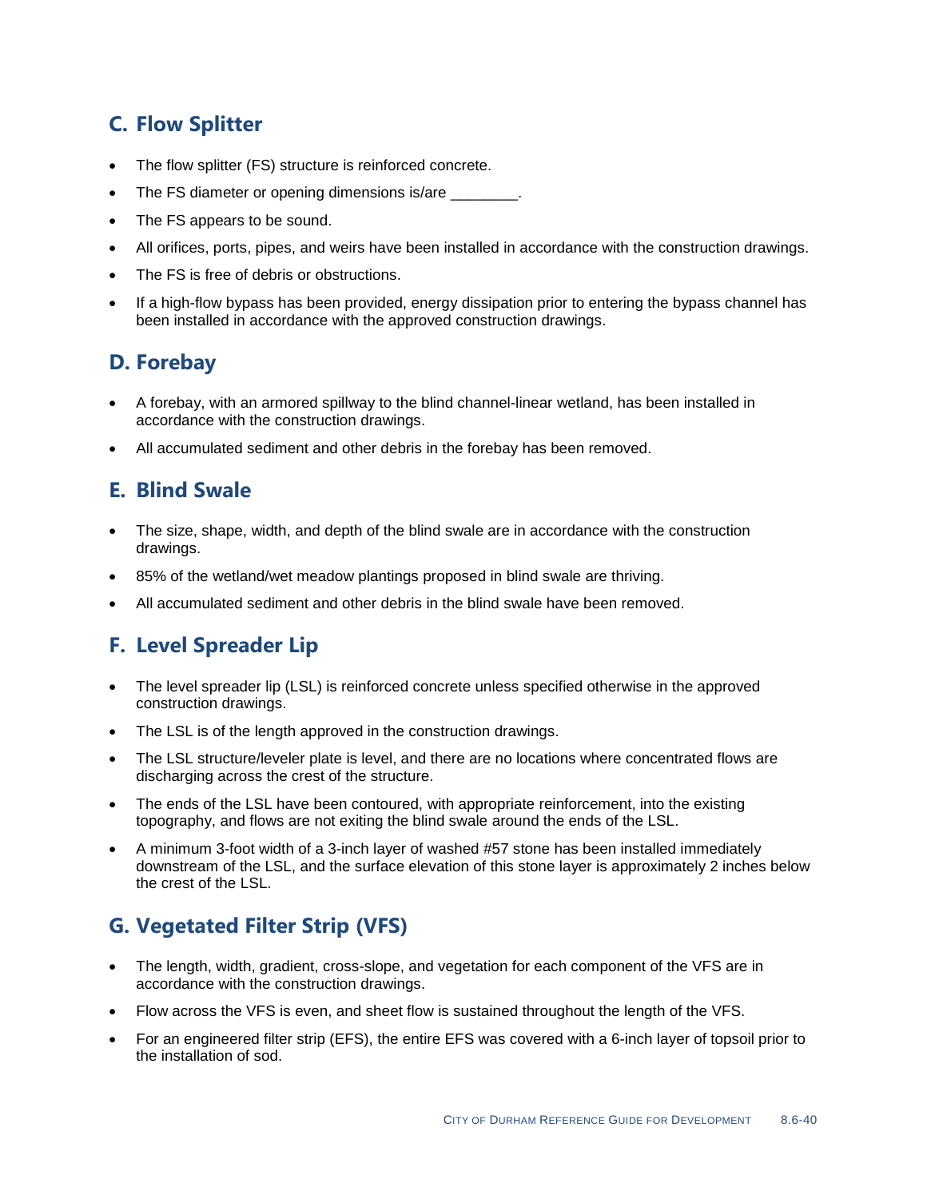## C. Flow Splitter

- The flow splitter (FS) structure is reinforced concrete.
- The FS diameter or opening dimensions is/are ________.
- The FS appears to be sound.
- All orifices, ports, pipes, and weirs have been installed in accordance with the construction drawings.
- The FS is free of debris or obstructions.
- If a high-flow bypass has been provided, energy dissipation prior to entering the bypass channel has been installed in accordance with the approved construction drawings.

## D. Forebay

- A forebay, with an armored spillway to the blind channel-linear wetland, has been installed in accordance with the construction drawings.
- All accumulated sediment and other debris in the forebay has been removed.

## E. Blind Swale

- The size, shape, width, and depth of the blind swale are in accordance with the construction drawings.
- 85% of the wetland/wet meadow plantings proposed in blind swale are thriving.
- All accumulated sediment and other debris in the blind swale have been removed.

## F. Level Spreader Lip

- The level spreader lip (LSL) is reinforced concrete unless specified otherwise in the approved construction drawings.
- The LSL is of the length approved in the construction drawings.
- The LSL structure/leveler plate is level, and there are no locations where concentrated flows are discharging across the crest of the structure.
- The ends of the LSL have been contoured, with appropriate reinforcement, into the existing topography, and flows are not exiting the blind swale around the ends of the LSL.
- A minimum 3-foot width of a 3-inch layer of washed #57 stone has been installed immediately downstream of the LSL, and the surface elevation of this stone layer is approximately 2 inches below the crest of the LSL.

## G. Vegetated Filter Strip (VFS)

- The length, width, gradient, cross-slope, and vegetation for each component of the VFS are in accordance with the construction drawings.
- Flow across the VFS is even, and sheet flow is sustained throughout the length of the VFS.
- For an engineered filter strip (EFS), the entire EFS was covered with a 6-inch layer of topsoil prior to the installation of sod.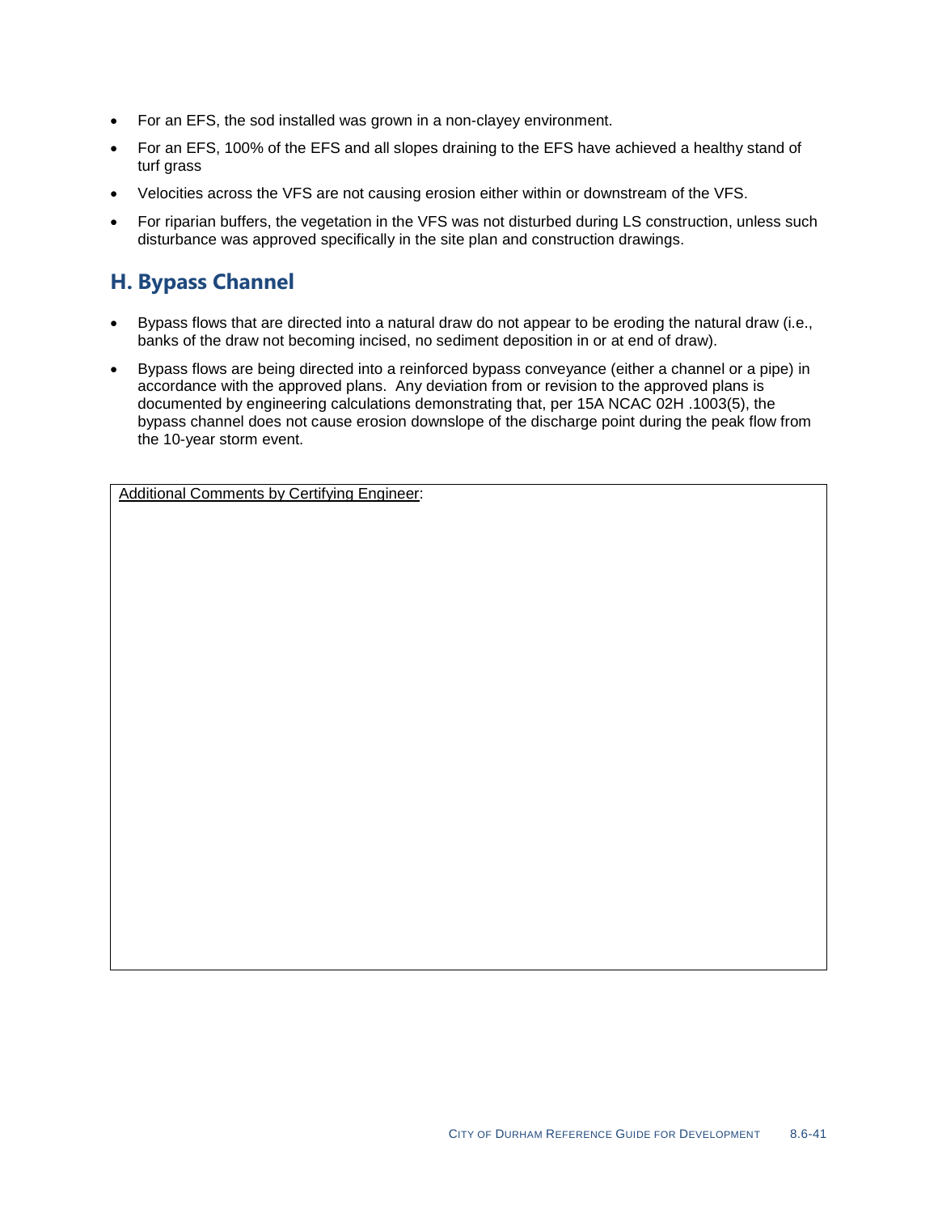- For an EFS, the sod installed was grown in a non-clayey environment.
- For an EFS, 100% of the EFS and all slopes draining to the EFS have achieved a healthy stand of turf grass
- Velocities across the VFS are not causing erosion either within or downstream of the VFS.
- For riparian buffers, the vegetation in the VFS was not disturbed during LS construction, unless such disturbance was approved specifically in the site plan and construction drawings.

## H. Bypass Channel

- Bypass flows that are directed into a natural draw do not appear to be eroding the natural draw (i.e., banks of the draw not becoming incised, no sediment deposition in or at end of draw).
- Bypass flows are being directed into a reinforced bypass conveyance (either a channel or a pipe) in accordance with the approved plans. Any deviation from or revision to the approved plans is documented by engineering calculations demonstrating that, per 15A NCAC 02H .1003(5), the bypass channel does not cause erosion downslope of the discharge point during the peak flow from the 10-year storm event.

| Additional Comments by Certifying Engineer: |
| --- |
| |